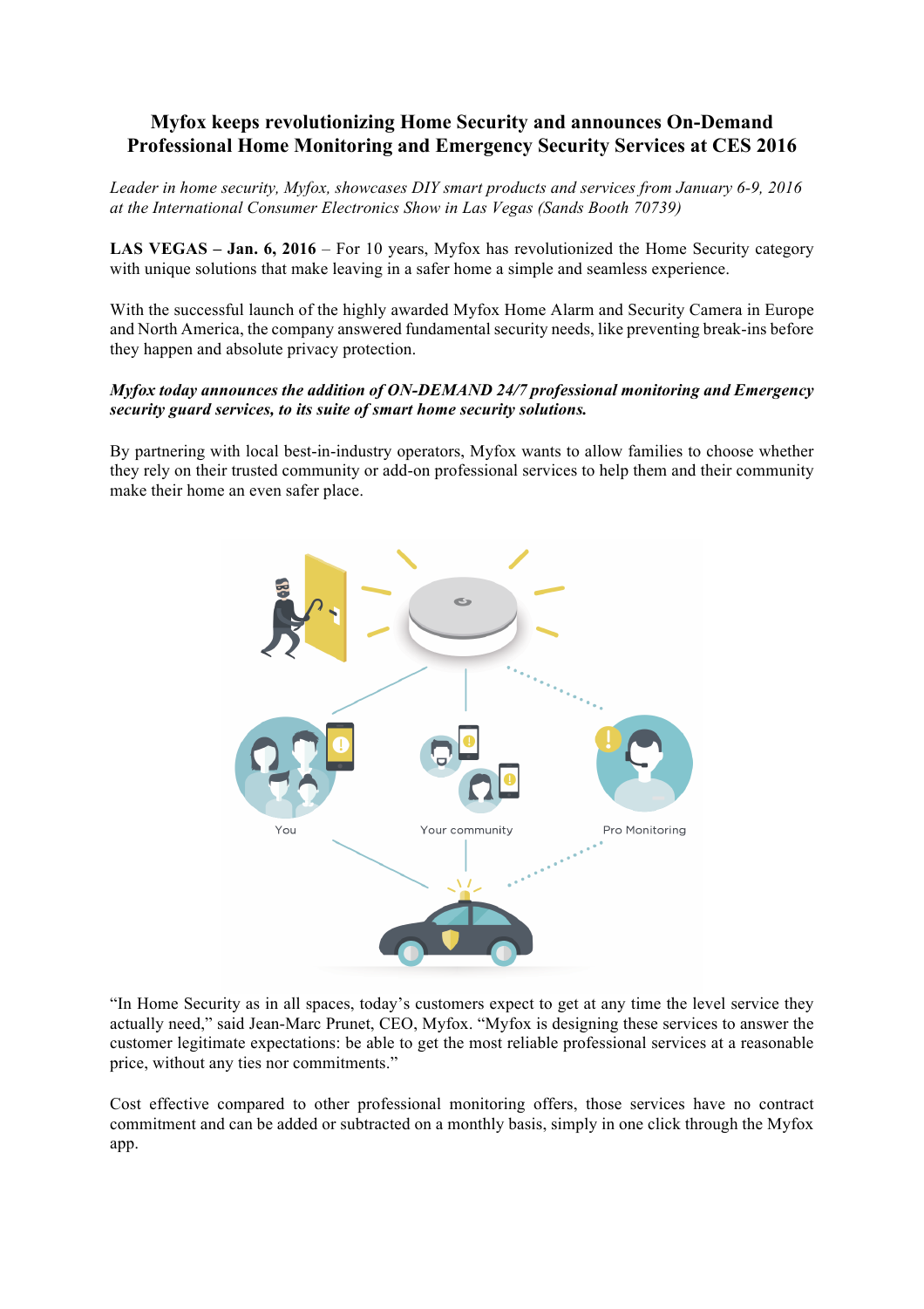# Myfox keeps revolutionizing Home Security and announces On-Demand Professional Home Monitoring and Emergency Security Services at CES 2016

*Leader in home security, Myfox, showcases DIY smart products and services from January 6-9, 2016 at the International Consumer Electronics Show in Las Vegas (Sands Booth 70739)*

**LAS VEGAS – Jan. 6, 2016** – For 10 years, Myfox has revolutionized the Home Security category with unique solutions that make leaving in a safer home a simple and seamless experience.

With the successful launch of the highly awarded Myfox Home Alarm and Security Camera in Europe and North America, the company answered fundamental security needs, like preventing break-ins before they happen and absolute privacy protection.

***Myfox today announces the addition of ON-DEMAND 24/7 professional monitoring and Emergency security guard services, to its suite of smart home security solutions.***

By partnering with local best-in-industry operators, Myfox wants to allow families to choose whether they rely on their trusted community or add-on professional services to help them and their community make their home an even safer place.

You

Your community

Pro Monitoring

"In Home Security as in all spaces, today's customers expect to get at any time the level service they actually need," said Jean-Marc Prunet, CEO, Myfox. "Myfox is designing these services to answer the customer legitimate expectations: be able to get the most reliable professional services at a reasonable price, without any ties nor commitments."

Cost effective compared to other professional monitoring offers, those services have no contract commitment and can be added or subtracted on a monthly basis, simply in one click through the Myfox app.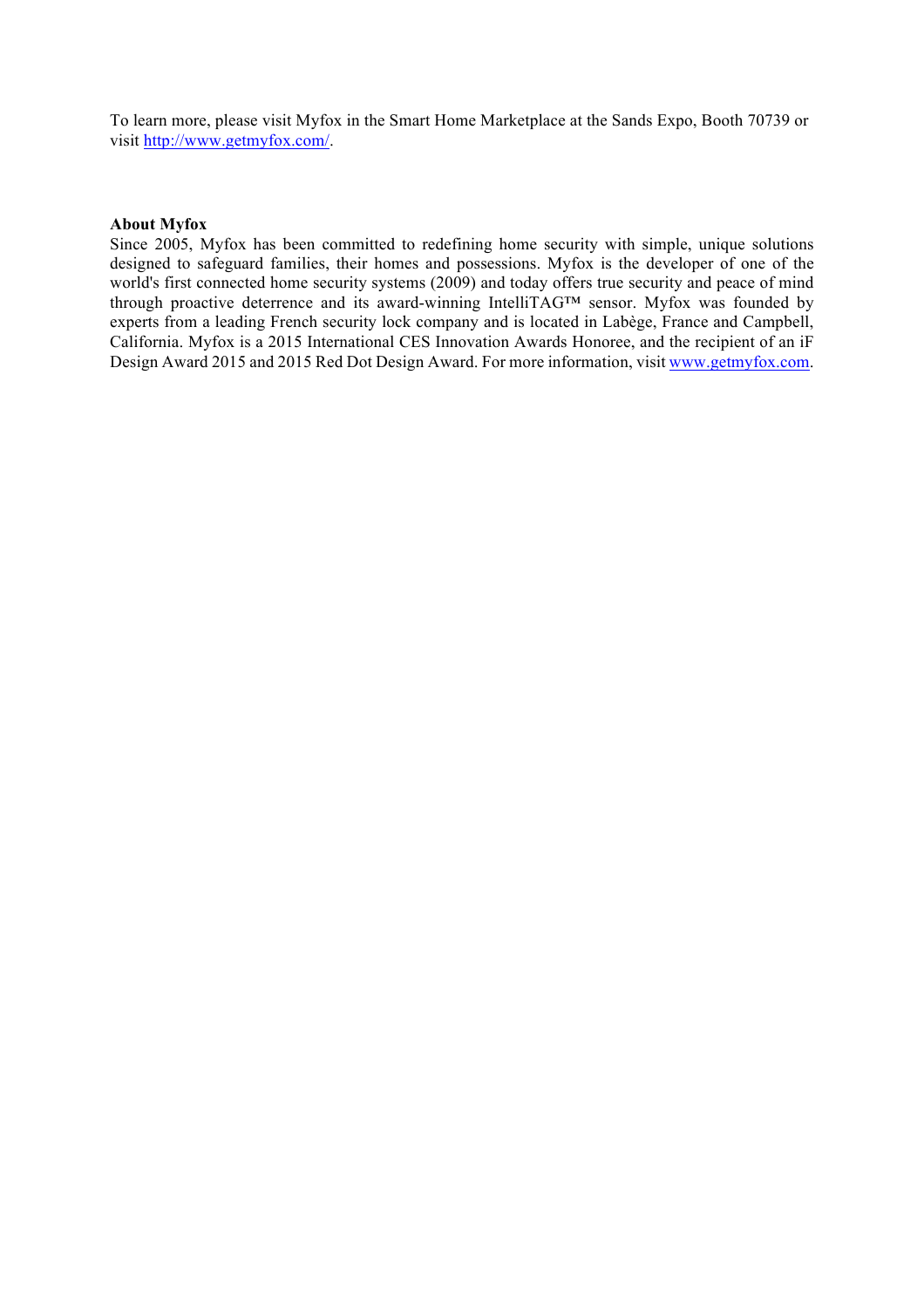To learn more, please visit Myfox in the Smart Home Marketplace at the Sands Expo, Booth 70739 or visit http://www.getmyfox.com/.

**About Myfox**

Since 2005, Myfox has been committed to redefining home security with simple, unique solutions designed to safeguard families, their homes and possessions. Myfox is the developer of one of the world's first connected home security systems (2009) and today offers true security and peace of mind through proactive deterrence and its award-winning IntelliTAG™ sensor. Myfox was founded by experts from a leading French security lock company and is located in Labège, France and Campbell, California. Myfox is a 2015 International CES Innovation Awards Honoree, and the recipient of an iF Design Award 2015 and 2015 Red Dot Design Award. For more information, visit www.getmyfox.com.